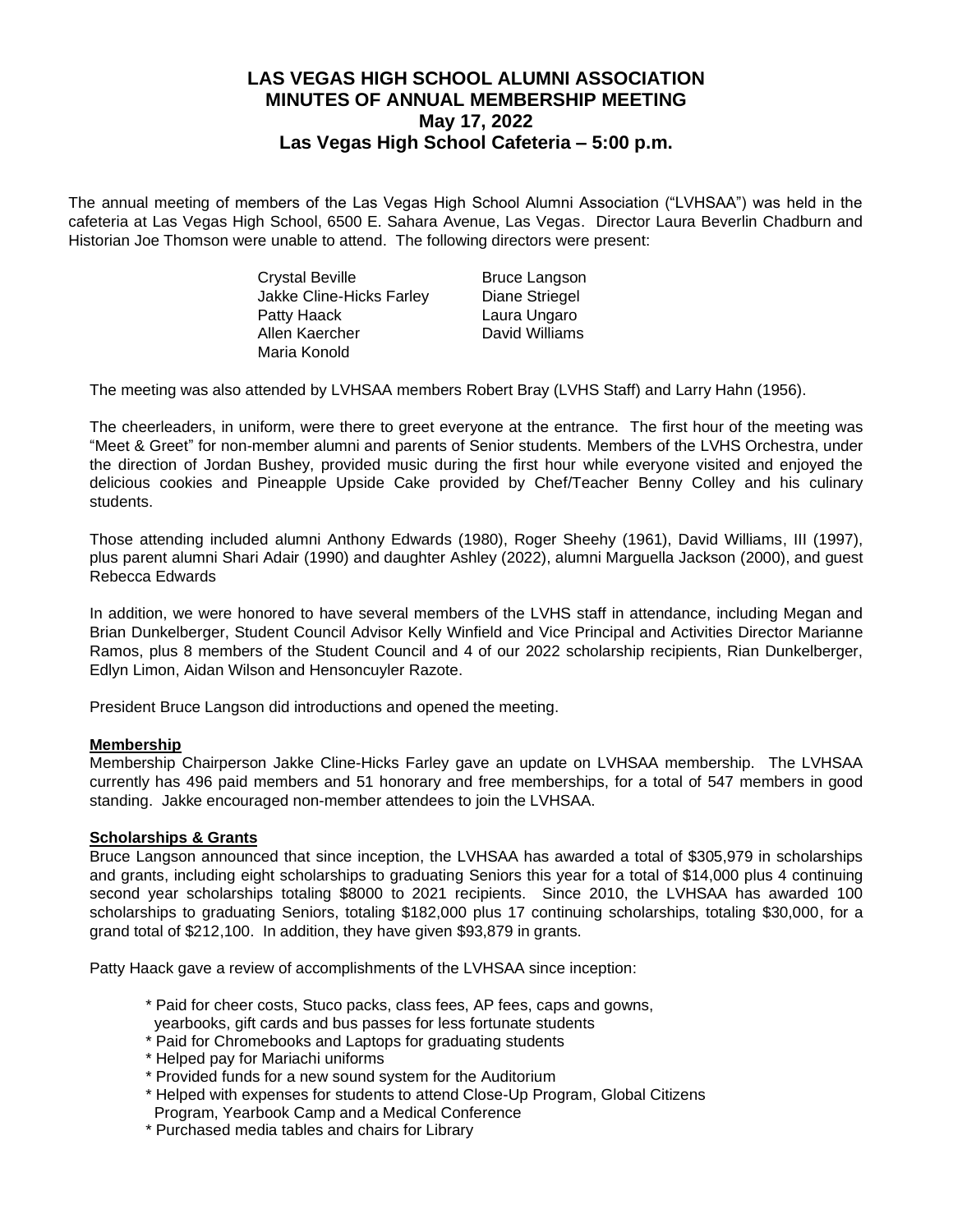# LAS VEGAS HIGH SCHOOL ALUMNI ASSOCIATION
## MINUTES OF ANNUAL MEMBERSHIP MEETING
## May 17, 2022
## Las Vegas High School Cafeteria – 5:00 p.m.

The annual meeting of members of the Las Vegas High School Alumni Association ("LVHSAA") was held in the cafeteria at Las Vegas High School, 6500 E. Sahara Avenue, Las Vegas. Director Laura Beverlin Chadburn and Historian Joe Thomson were unable to attend. The following directors were present:

Crystal Beville
Jakke Cline-Hicks Farley
Patty Haack
Allen Kaercher
Maria Konold
Bruce Langson
Diane Striegel
Laura Ungaro
David Williams

The meeting was also attended by LVHSAA members Robert Bray (LVHS Staff) and Larry Hahn (1956).

The cheerleaders, in uniform, were there to greet everyone at the entrance. The first hour of the meeting was "Meet & Greet" for non-member alumni and parents of Senior students. Members of the LVHS Orchestra, under the direction of Jordan Bushey, provided music during the first hour while everyone visited and enjoyed the delicious cookies and Pineapple Upside Cake provided by Chef/Teacher Benny Colley and his culinary students.

Those attending included alumni Anthony Edwards (1980), Roger Sheehy (1961), David Williams, III (1997), plus parent alumni Shari Adair (1990) and daughter Ashley (2022), alumni Marguella Jackson (2000), and guest Rebecca Edwards

In addition, we were honored to have several members of the LVHS staff in attendance, including Megan and Brian Dunkelberger, Student Council Advisor Kelly Winfield and Vice Principal and Activities Director Marianne Ramos, plus 8 members of the Student Council and 4 of our 2022 scholarship recipients, Rian Dunkelberger, Edlyn Limon, Aidan Wilson and Hensoncuyler Razote.

President Bruce Langson did introductions and opened the meeting.

**Membership**

Membership Chairperson Jakke Cline-Hicks Farley gave an update on LVHSAA membership. The LVHSAA currently has 496 paid members and 51 honorary and free memberships, for a total of 547 members in good standing. Jakke encouraged non-member attendees to join the LVHSAA.

**Scholarships & Grants**

Bruce Langson announced that since inception, the LVHSAA has awarded a total of $305,979 in scholarships and grants, including eight scholarships to graduating Seniors this year for a total of $14,000 plus 4 continuing second year scholarships totaling $8000 to 2021 recipients. Since 2010, the LVHSAA has awarded 100 scholarships to graduating Seniors, totaling $182,000 plus 17 continuing scholarships, totaling $30,000, for a grand total of $212,100. In addition, they have given $93,879 in grants.

Patty Haack gave a review of accomplishments of the LVHSAA since inception:

* Paid for cheer costs, Stuco packs, class fees, AP fees, caps and gowns, yearbooks, gift cards and bus passes for less fortunate students
* Paid for Chromebooks and Laptops for graduating students
* Helped pay for Mariachi uniforms
* Provided funds for a new sound system for the Auditorium
* Helped with expenses for students to attend Close-Up Program, Global Citizens Program, Yearbook Camp and a Medical Conference
* Purchased media tables and chairs for Library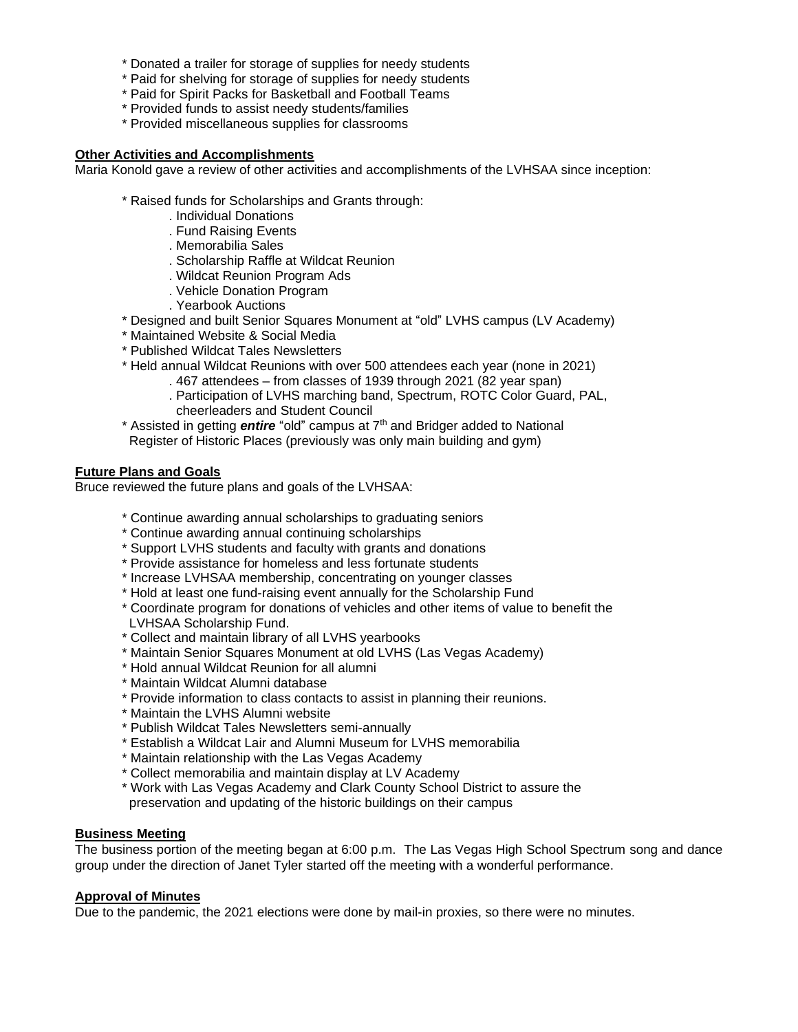* Donated a trailer for storage of supplies for needy students
* Paid for shelving for storage of supplies for needy students
* Paid for Spirit Packs for Basketball and Football Teams
* Provided funds to assist needy students/families
* Provided miscellaneous supplies for classrooms

**Other Activities and Accomplishments**

Maria Konold gave a review of other activities and accomplishments of the LVHSAA since inception:

* Raised funds for Scholarships and Grants through:
  . Individual Donations
  . Fund Raising Events
  . Memorabilia Sales
  . Scholarship Raffle at Wildcat Reunion
  . Wildcat Reunion Program Ads
  . Vehicle Donation Program
  . Yearbook Auctions
* Designed and built Senior Squares Monument at "old" LVHS campus (LV Academy)
* Maintained Website & Social Media
* Published Wildcat Tales Newsletters
* Held annual Wildcat Reunions with over 500 attendees each year (none in 2021)
  . 467 attendees – from classes of 1939 through 2021 (82 year span)
  . Participation of LVHS marching band, Spectrum, ROTC Color Guard, PAL, cheerleaders and Student Council
* Assisted in getting ***entire*** "old" campus at 7th and Bridger added to National Register of Historic Places (previously was only main building and gym)

**Future Plans and Goals**

Bruce reviewed the future plans and goals of the LVHSAA:

* Continue awarding annual scholarships to graduating seniors
* Continue awarding annual continuing scholarships
* Support LVHS students and faculty with grants and donations
* Provide assistance for homeless and less fortunate students
* Increase LVHSAA membership, concentrating on younger classes
* Hold at least one fund-raising event annually for the Scholarship Fund
* Coordinate program for donations of vehicles and other items of value to benefit the LVHSAA Scholarship Fund.
* Collect and maintain library of all LVHS yearbooks
* Maintain Senior Squares Monument at old LVHS (Las Vegas Academy)
* Hold annual Wildcat Reunion for all alumni
* Maintain Wildcat Alumni database
* Provide information to class contacts to assist in planning their reunions.
* Maintain the LVHS Alumni website
* Publish Wildcat Tales Newsletters semi-annually
* Establish a Wildcat Lair and Alumni Museum for LVHS memorabilia
* Maintain relationship with the Las Vegas Academy
* Collect memorabilia and maintain display at LV Academy
* Work with Las Vegas Academy and Clark County School District to assure the preservation and updating of the historic buildings on their campus

**Business Meeting**

The business portion of the meeting began at 6:00 p.m. The Las Vegas High School Spectrum song and dance group under the direction of Janet Tyler started off the meeting with a wonderful performance.

**Approval of Minutes**

Due to the pandemic, the 2021 elections were done by mail-in proxies, so there were no minutes.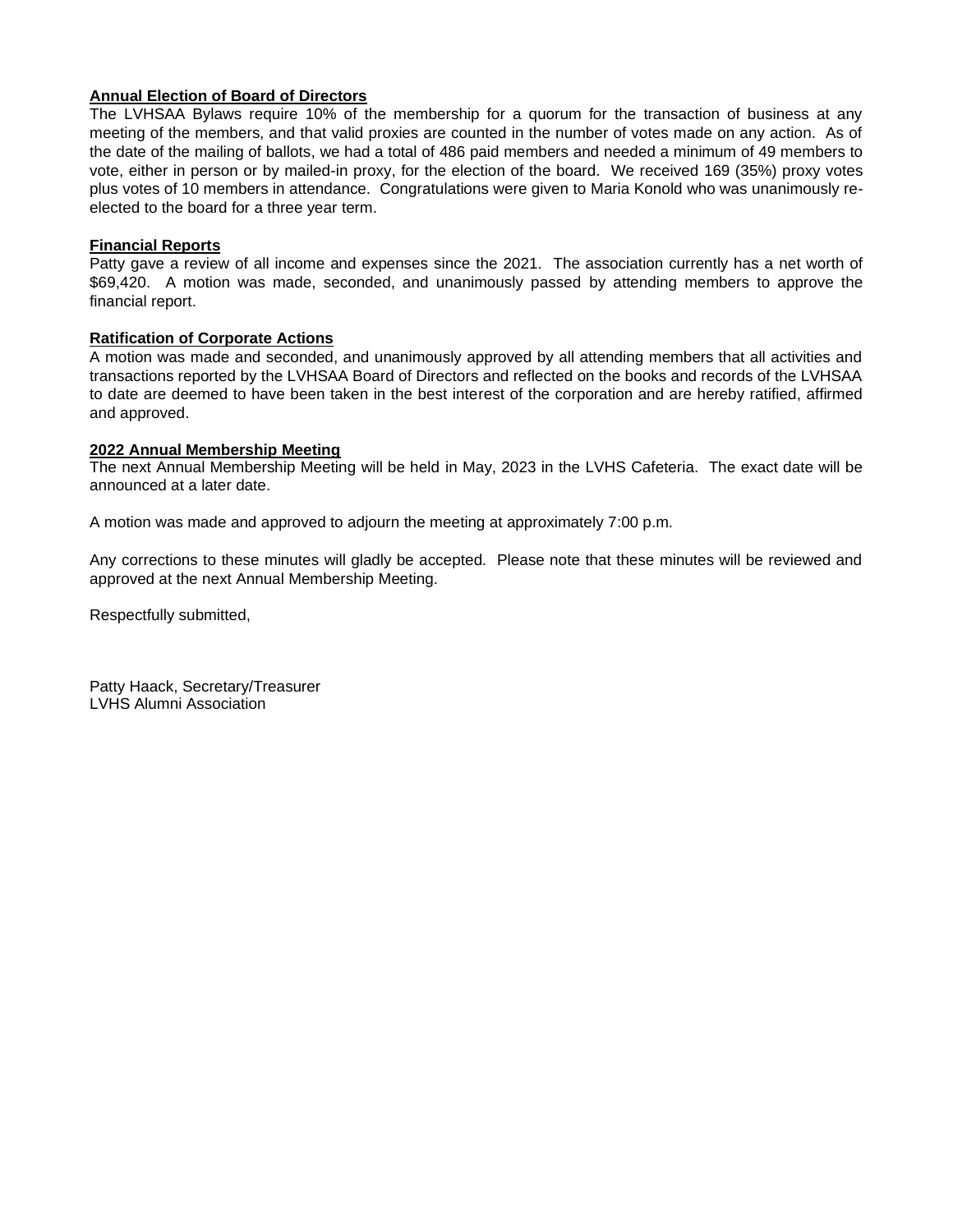**Annual Election of Board of Directors**

The LVHSAA Bylaws require 10% of the membership for a quorum for the transaction of business at any meeting of the members, and that valid proxies are counted in the number of votes made on any action. As of the date of the mailing of ballots, we had a total of 486 paid members and needed a minimum of 49 members to vote, either in person or by mailed-in proxy, for the election of the board. We received 169 (35%) proxy votes plus votes of 10 members in attendance. Congratulations were given to Maria Konold who was unanimously re-elected to the board for a three year term.

**Financial Reports**

Patty gave a review of all income and expenses since the 2021. The association currently has a net worth of $69,420. A motion was made, seconded, and unanimously passed by attending members to approve the financial report.

**Ratification of Corporate Actions**

A motion was made and seconded, and unanimously approved by all attending members that all activities and transactions reported by the LVHSAA Board of Directors and reflected on the books and records of the LVHSAA to date are deemed to have been taken in the best interest of the corporation and are hereby ratified, affirmed and approved.

**2022 Annual Membership Meeting**

The next Annual Membership Meeting will be held in May, 2023 in the LVHS Cafeteria. The exact date will be announced at a later date.

A motion was made and approved to adjourn the meeting at approximately 7:00 p.m.

Any corrections to these minutes will gladly be accepted. Please note that these minutes will be reviewed and approved at the next Annual Membership Meeting.

Respectfully submitted,

Patty Haack, Secretary/Treasurer
LVHS Alumni Association